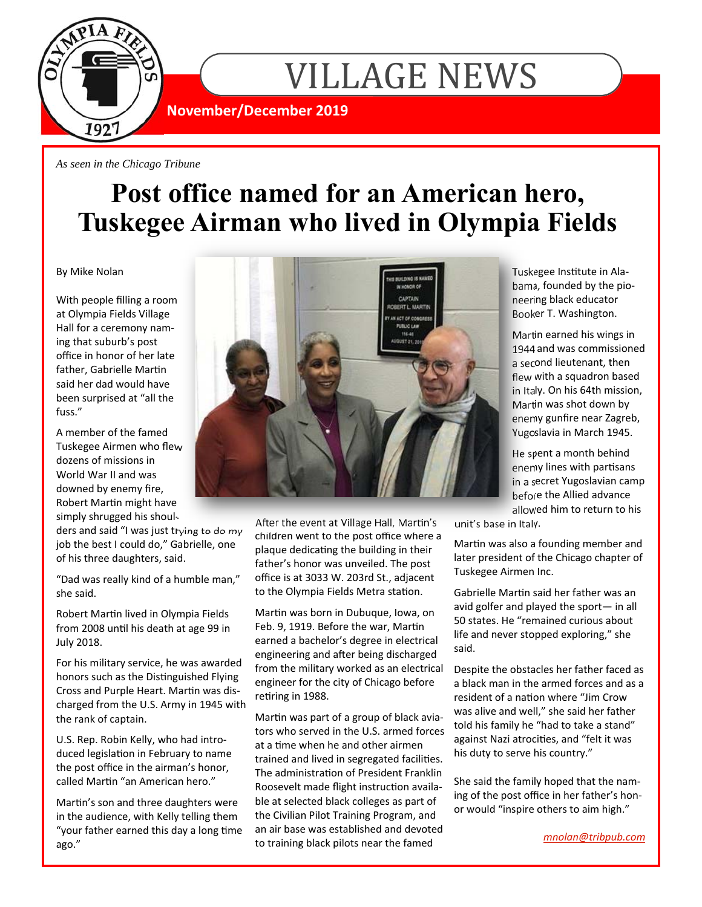# VILLAGE NEWS

**November/December 2019**

*As seen in the Chicago Tribune*

## Post office named for an American hero, Tuskegee Airman who lived in Olympia Fields

By Mike Nolan

With people filling a room at Olympia Fields Village Hall for a ceremony naming that suburb's post office in honor of her late father, Gabrielle Martin said her dad would have been surprised at "all the fuss."

A member of the famed Tuskegee Airmen who flew dozens of missions in World War II and was downed by enemy fire, Robert Martin might have simply shrugged his shoulders and said "I was just trying to do my job the best I could do," Gabrielle, one of his three daughters, said.

"Dad was really kind of a humble man," she said.

Robert Martin lived in Olympia Fields from 2008 until his death at age 99 in July 2018.

For his military service, he was awarded honors such as the Distinguished Flying Cross and Purple Heart. Martin was discharged from the U.S. Army in 1945 with the rank of captain.

U.S. Rep. Robin Kelly, who had introduced legislation in February to name the post office in the airman's honor, called Martin "an American hero."

Martin's son and three daughters were in the audience, with Kelly telling them "your father earned this day a long time ago."

After the event at Village Hall, Martin's children went to the post office where a plaque dedicating the building in their father's honor was unveiled. The post office is at 3033 W. 203rd St., adjacent to the Olympia Fields Metra station.

Martin was born in Dubuque, Iowa, on Feb. 9, 1919. Before the war, Martin earned a bachelor's degree in electrical engineering and after being discharged from the military worked as an electrical engineer for the city of Chicago before retiring in 1988.

Martin was part of a group of black aviators who served in the U.S. armed forces at a time when he and other airmen trained and lived in segregated facilities. The administration of President Franklin Roosevelt made flight instruction available at selected black colleges as part of the Civilian Pilot Training Program, and an air base was established and devoted to training black pilots near the famed Tuskegee Institute in Alabama, founded by the pioneering black educator Booker T. Washington.

Martin earned his wings in 1944 and was commissioned a second lieutenant, then flew with a squadron based in Italy. On his 64th mission, Martin was shot down by enemy gunfire near Zagreb, Yugoslavia in March 1945.

He spent a month behind enemy lines with partisans in a secret Yugoslavian camp before the Allied advance allowed him to return to his unit's base in Italy.

Martin was also a founding member and later president of the Chicago chapter of Tuskegee Airmen Inc.

Gabrielle Martin said her father was an avid golfer and played the sport— in all 50 states. He "remained curious about life and never stopped exploring," she said.

Despite the obstacles her father faced as a black man in the armed forces and as a resident of a nation where "Jim Crow was alive and well," she said her father told his family he "had to take a stand" against Nazi atrocities, and "felt it was his duty to serve his country."

She said the family hoped that the naming of the post office in her father's honor would "inspire others to aim high."

*mnolan@tribpub.com*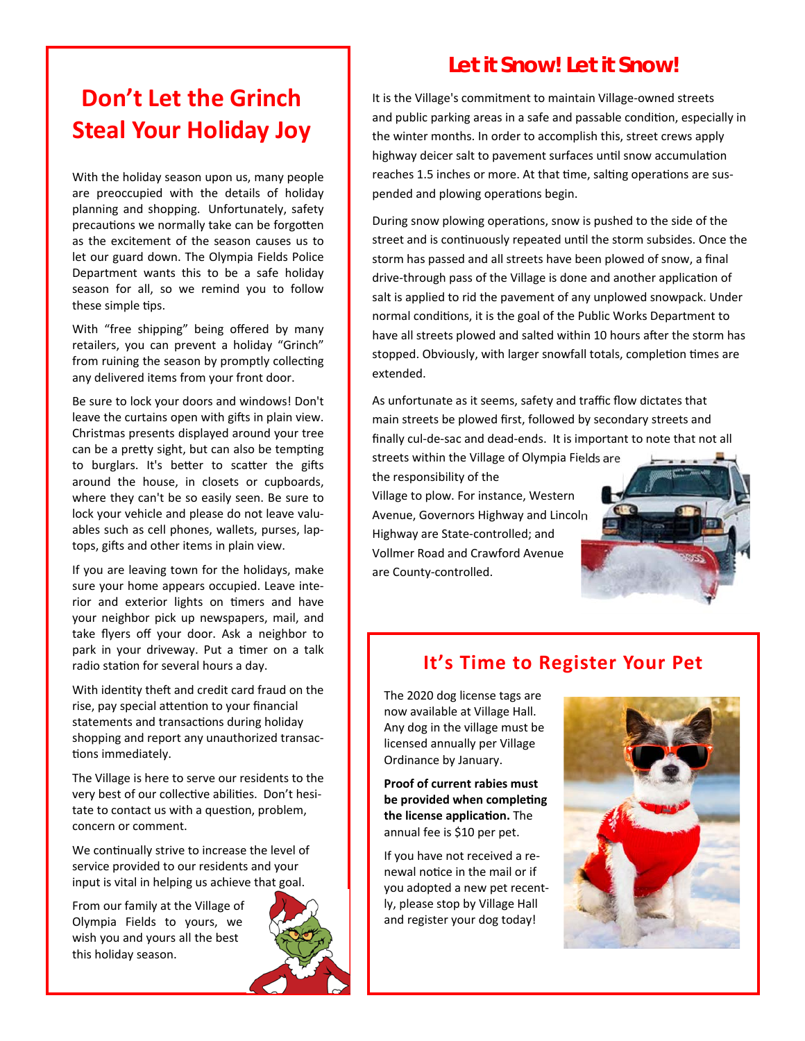## Don't Let the Grinch Steal Your Holiday Joy

With the holiday season upon us, many people are preoccupied with the details of holiday planning and shopping. Unfortunately, safety precautions we normally take can be forgotten as the excitement of the season causes us to let our guard down. The Olympia Fields Police Department wants this to be a safe holiday season for all, so we remind you to follow these simple tips.

With "free shipping" being offered by many retailers, you can prevent a holiday "Grinch" from ruining the season by promptly collecting any delivered items from your front door.

Be sure to lock your doors and windows! Don't leave the curtains open with gifts in plain view. Christmas presents displayed around your tree can be a pretty sight, but can also be tempting to burglars. It's better to scatter the gifts around the house, in closets or cupboards, where they can't be so easily seen. Be sure to lock your vehicle and please do not leave valuables such as cell phones, wallets, purses, laptops, gifts and other items in plain view.

If you are leaving town for the holidays, make sure your home appears occupied. Leave interior and exterior lights on timers and have your neighbor pick up newspapers, mail, and take flyers off your door. Ask a neighbor to park in your driveway. Put a timer on a talk radio station for several hours a day.

With identity theft and credit card fraud on the rise, pay special attention to your financial statements and transactions during holiday shopping and report any unauthorized transactions immediately.

The Village is here to serve our residents to the very best of our collective abilities. Don't hesitate to contact us with a question, problem, concern or comment.

We continually strive to increase the level of service provided to our residents and your input is vital in helping us achieve that goal.

From our family at the Village of Olympia Fields to yours, we wish you and yours all the best this holiday season.

## Let it Snow! Let it Snow!

It is the Village's commitment to maintain Village-owned streets and public parking areas in a safe and passable condition, especially in the winter months. In order to accomplish this, street crews apply highway deicer salt to pavement surfaces until snow accumulation reaches 1.5 inches or more. At that time, salting operations are suspended and plowing operations begin.

During snow plowing operations, snow is pushed to the side of the street and is continuously repeated until the storm subsides. Once the storm has passed and all streets have been plowed of snow, a final drive-through pass of the Village is done and another application of salt is applied to rid the pavement of any unplowed snowpack. Under normal conditions, it is the goal of the Public Works Department to have all streets plowed and salted within 10 hours after the storm has stopped. Obviously, with larger snowfall totals, completion times are extended.

As unfortunate as it seems, safety and traffic flow dictates that main streets be plowed first, followed by secondary streets and finally cul-de-sac and dead-ends. It is important to note that not all streets within the Village of Olympia Fields are the responsibility of the Village to plow. For instance, Western Avenue, Governors Highway and Lincoln Highway are State-controlled; and Vollmer Road and Crawford Avenue are County-controlled.

## It's Time to Register Your Pet

The 2020 dog license tags are now available at Village Hall. Any dog in the village must be licensed annually per Village Ordinance by January.

**Proof of current rabies must be provided when completing the license application.** The annual fee is $10 per pet.

If you have not received a renewal notice in the mail or if you adopted a new pet recently, please stop by Village Hall and register your dog today!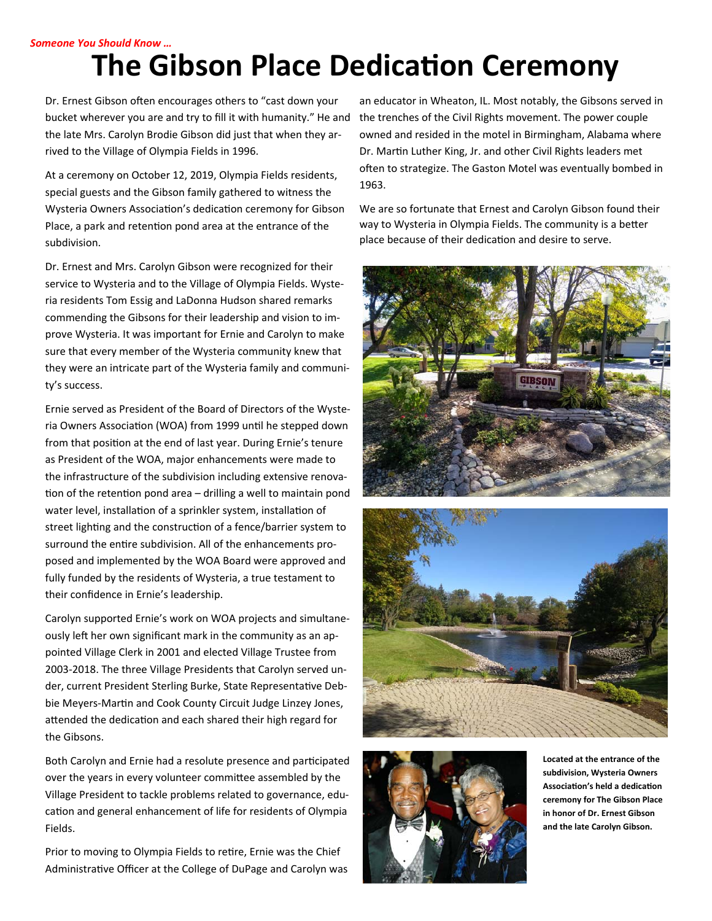*Someone You Should Know …*

# The Gibson Place Dedication Ceremony

Dr. Ernest Gibson often encourages others to "cast down your bucket wherever you are and try to fill it with humanity." He and the late Mrs. Carolyn Brodie Gibson did just that when they arrived to the Village of Olympia Fields in 1996.

At a ceremony on October 12, 2019, Olympia Fields residents, special guests and the Gibson family gathered to witness the Wysteria Owners Association's dedication ceremony for Gibson Place, a park and retention pond area at the entrance of the subdivision.

Dr. Ernest and Mrs. Carolyn Gibson were recognized for their service to Wysteria and to the Village of Olympia Fields. Wysteria residents Tom Essig and LaDonna Hudson shared remarks commending the Gibsons for their leadership and vision to improve Wysteria. It was important for Ernie and Carolyn to make sure that every member of the Wysteria community knew that they were an intricate part of the Wysteria family and community's success.

Ernie served as President of the Board of Directors of the Wysteria Owners Association (WOA) from 1999 until he stepped down from that position at the end of last year. During Ernie's tenure as President of the WOA, major enhancements were made to the infrastructure of the subdivision including extensive renovation of the retention pond area – drilling a well to maintain pond water level, installation of a sprinkler system, installation of street lighting and the construction of a fence/barrier system to surround the entire subdivision. All of the enhancements proposed and implemented by the WOA Board were approved and fully funded by the residents of Wysteria, a true testament to their confidence in Ernie's leadership.

Carolyn supported Ernie's work on WOA projects and simultaneously left her own significant mark in the community as an appointed Village Clerk in 2001 and elected Village Trustee from 2003-2018. The three Village Presidents that Carolyn served under, current President Sterling Burke, State Representative Debbie Meyers-Martin and Cook County Circuit Judge Linzey Jones, attended the dedication and each shared their high regard for the Gibsons.

Both Carolyn and Ernie had a resolute presence and participated over the years in every volunteer committee assembled by the Village President to tackle problems related to governance, education and general enhancement of life for residents of Olympia Fields.

Prior to moving to Olympia Fields to retire, Ernie was the Chief Administrative Officer at the College of DuPage and Carolyn was an educator in Wheaton, IL. Most notably, the Gibsons served in the trenches of the Civil Rights movement. The power couple owned and resided in the motel in Birmingham, Alabama where Dr. Martin Luther King, Jr. and other Civil Rights leaders met often to strategize. The Gaston Motel was eventually bombed in 1963.

We are so fortunate that Ernest and Carolyn Gibson found their way to Wysteria in Olympia Fields. The community is a better place because of their dedication and desire to serve.

**Located at the entrance of the subdivision, Wysteria Owners Association's held a dedication ceremony for The Gibson Place in honor of Dr. Ernest Gibson and the late Carolyn Gibson.**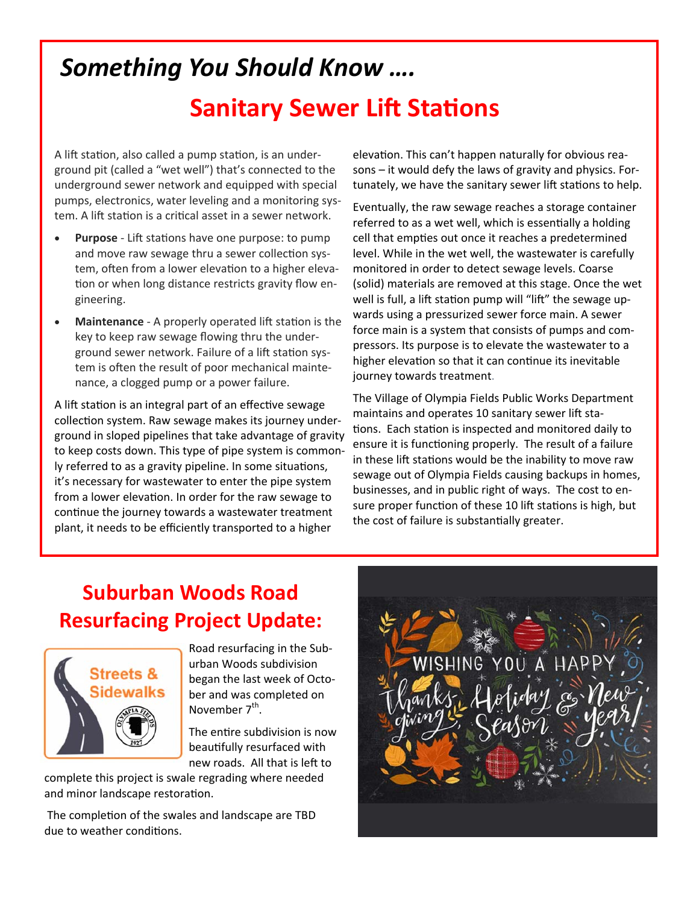# *Something You Should Know ….*

## Sanitary Sewer Lift Stations

A lift station, also called a pump station, is an underground pit (called a "wet well") that's connected to the underground sewer network and equipped with special pumps, electronics, water leveling and a monitoring system. A lift station is a critical asset in a sewer network.

- **Purpose** - Lift stations have one purpose: to pump and move raw sewage thru a sewer collection system, often from a lower elevation to a higher elevation or when long distance restricts gravity flow engineering.
- **Maintenance** - A properly operated lift station is the key to keep raw sewage flowing thru the underground sewer network. Failure of a lift station system is often the result of poor mechanical maintenance, a clogged pump or a power failure.

A lift station is an integral part of an effective sewage collection system. Raw sewage makes its journey underground in sloped pipelines that take advantage of gravity to keep costs down. This type of pipe system is commonly referred to as a gravity pipeline. In some situations, it's necessary for wastewater to enter the pipe system from a lower elevation. In order for the raw sewage to continue the journey towards a wastewater treatment plant, it needs to be efficiently transported to a higher elevation. This can't happen naturally for obvious reasons – it would defy the laws of gravity and physics. Fortunately, we have the sanitary sewer lift stations to help.

Eventually, the raw sewage reaches a storage container referred to as a wet well, which is essentially a holding cell that empties out once it reaches a predetermined level. While in the wet well, the wastewater is carefully monitored in order to detect sewage levels. Coarse (solid) materials are removed at this stage. Once the wet well is full, a lift station pump will "lift" the sewage upwards using a pressurized sewer force main. A sewer force main is a system that consists of pumps and compressors. Its purpose is to elevate the wastewater to a higher elevation so that it can continue its inevitable journey towards treatment.

The Village of Olympia Fields Public Works Department maintains and operates 10 sanitary sewer lift stations. Each station is inspected and monitored daily to ensure it is functioning properly. The result of a failure in these lift stations would be the inability to move raw sewage out of Olympia Fields causing backups in homes, businesses, and in public right of ways. The cost to ensure proper function of these 10 lift stations is high, but the cost of failure is substantially greater.

## Suburban Woods Road Resurfacing Project Update:

Streets & Sidewalks

Road resurfacing in the Suburban Woods subdivision began the last week of October and was completed on November 7th.

The entire subdivision is now beautifully resurfaced with new roads. All that is left to complete this project is swale regrading where needed and minor landscape restoration.

The completion of the swales and landscape are TBD due to weather conditions.

WISHING YOU A HAPPY Thanksgiving, Holiday Season & New Year!